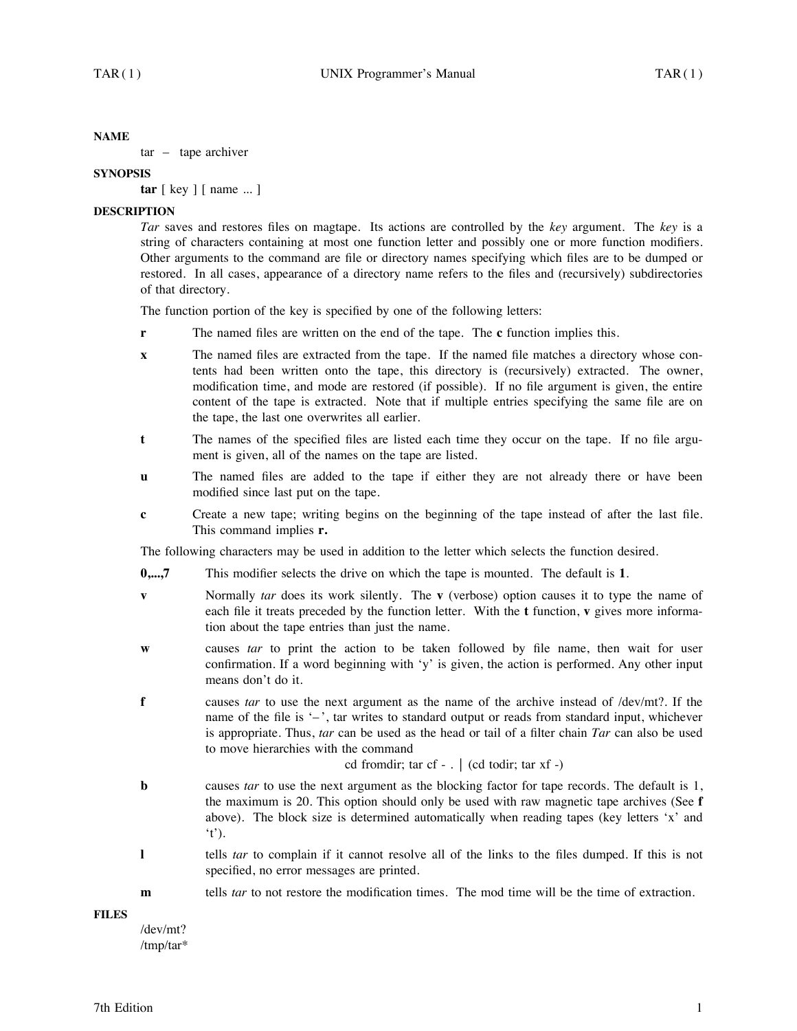## NAME

tar – tape archiver

## SYNOPSIS

**tar** [ key ] [ name ... ]

## DESCRIPTION

*Tar* saves and restores files on magtape. Its actions are controlled by the *key* argument. The *key* is a string of characters containing at most one function letter and possibly one or more function modifiers. Other arguments to the command are file or directory names specifying which files are to be dumped or restored. In all cases, appearance of a directory name refers to the files and (recursively) subdirectories of that directory.

The function portion of the key is specified by one of the following letters:

**r** The named files are written on the end of the tape. The **c** function implies this.

**x** The named files are extracted from the tape. If the named file matches a directory whose contents had been written onto the tape, this directory is (recursively) extracted. The owner, modification time, and mode are restored (if possible). If no file argument is given, the entire content of the tape is extracted. Note that if multiple entries specifying the same file are on the tape, the last one overwrites all earlier.

**t** The names of the specified files are listed each time they occur on the tape. If no file argument is given, all of the names on the tape are listed.

**u** The named files are added to the tape if either they are not already there or have been modified since last put on the tape.

**c** Create a new tape; writing begins on the beginning of the tape instead of after the last file. This command implies **r.**

The following characters may be used in addition to the letter which selects the function desired.

**0,...,7** This modifier selects the drive on which the tape is mounted. The default is **1**.

**v** Normally *tar* does its work silently. The **v** (verbose) option causes it to type the name of each file it treats preceded by the function letter. With the **t** function, **v** gives more information about the tape entries than just the name.

**w** causes *tar* to print the action to be taken followed by file name, then wait for user confirmation. If a word beginning with 'y' is given, the action is performed. Any other input means don't do it.

**f** causes *tar* to use the next argument as the name of the archive instead of /dev/mt?. If the name of the file is '–', tar writes to standard output or reads from standard input, whichever is appropriate. Thus, *tar* can be used as the head or tail of a filter chain *Tar* can also be used to move hierarchies with the command

```
cd fromdir; tar cf - . | (cd todir; tar xf -)
```

**b** causes *tar* to use the next argument as the blocking factor for tape records. The default is 1, the maximum is 20. This option should only be used with raw magnetic tape archives (See **f** above). The block size is determined automatically when reading tapes (key letters 'x' and 't').

**l** tells *tar* to complain if it cannot resolve all of the links to the files dumped. If this is not specified, no error messages are printed.

**m** tells *tar* to not restore the modification times. The mod time will be the time of extraction.

## FILES

/dev/mt?
/tmp/tar*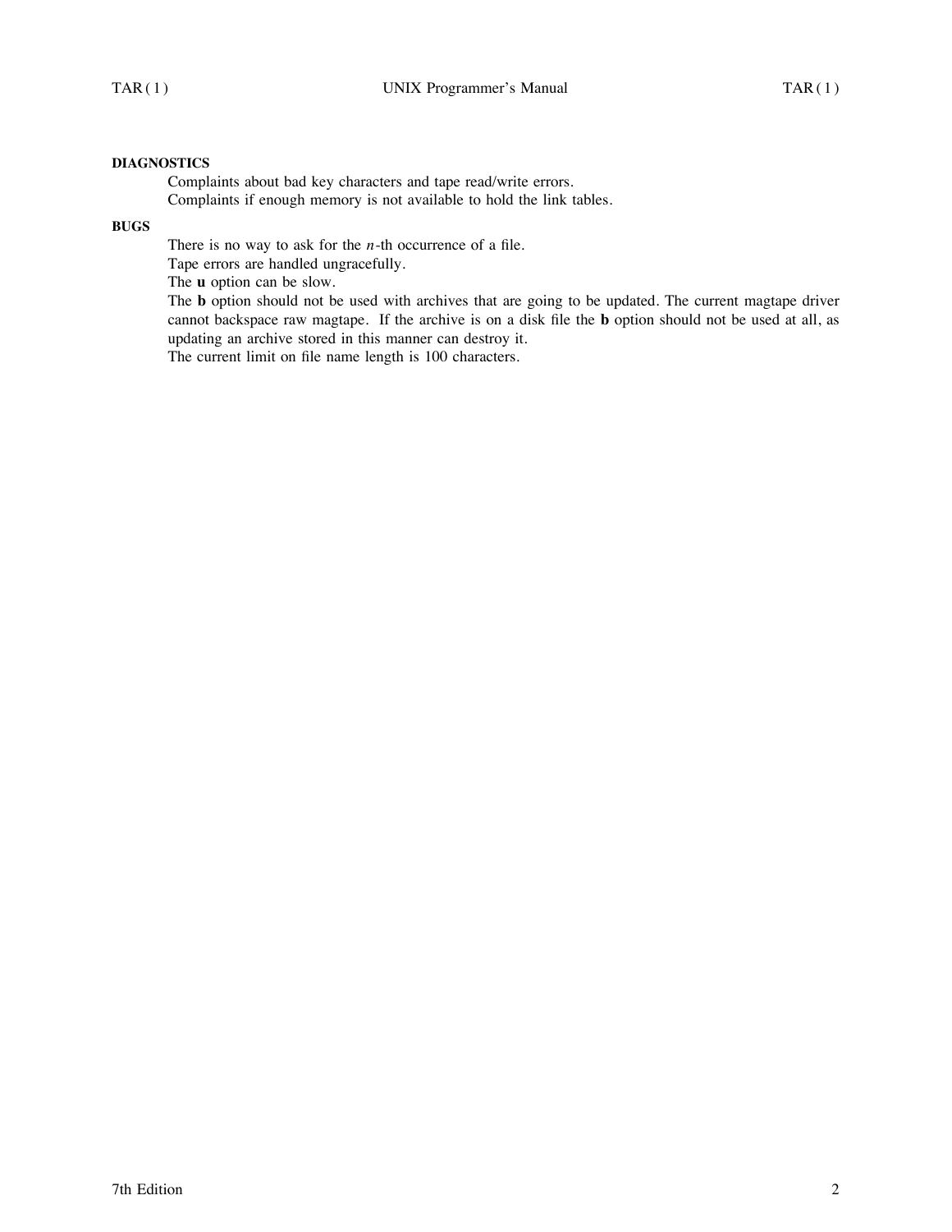## DIAGNOSTICS

Complaints about bad key characters and tape read/write errors.
Complaints if enough memory is not available to hold the link tables.

## BUGS

There is no way to ask for the *n*-th occurrence of a file.
Tape errors are handled ungracefully.
The **u** option can be slow.
The **b** option should not be used with archives that are going to be updated. The current magtape driver cannot backspace raw magtape. If the archive is on a disk file the **b** option should not be used at all, as updating an archive stored in this manner can destroy it.
The current limit on file name length is 100 characters.